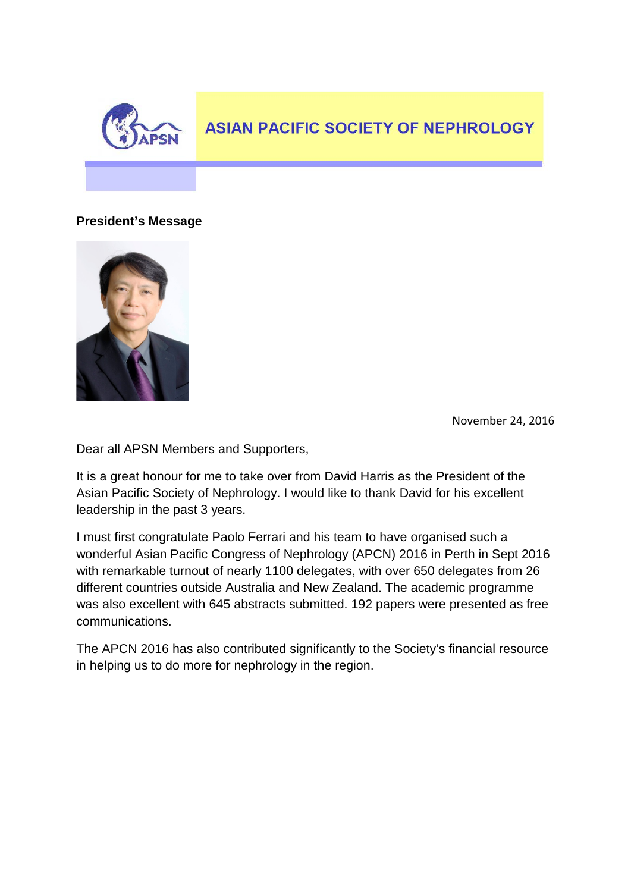# ASIAN PACIFIC SOCIETY OF NEPHROLOGY

**President's Message**

November 24, 2016

Dear all APSN Members and Supporters,

It is a great honour for me to take over from David Harris as the President of the Asian Pacific Society of Nephrology. I would like to thank David for his excellent leadership in the past 3 years.

I must first congratulate Paolo Ferrari and his team to have organised such a wonderful Asian Pacific Congress of Nephrology (APCN) 2016 in Perth in Sept 2016 with remarkable turnout of nearly 1100 delegates, with over 650 delegates from 26 different countries outside Australia and New Zealand. The academic programme was also excellent with 645 abstracts submitted. 192 papers were presented as free communications.

The APCN 2016 has also contributed significantly to the Society's financial resource in helping us to do more for nephrology in the region.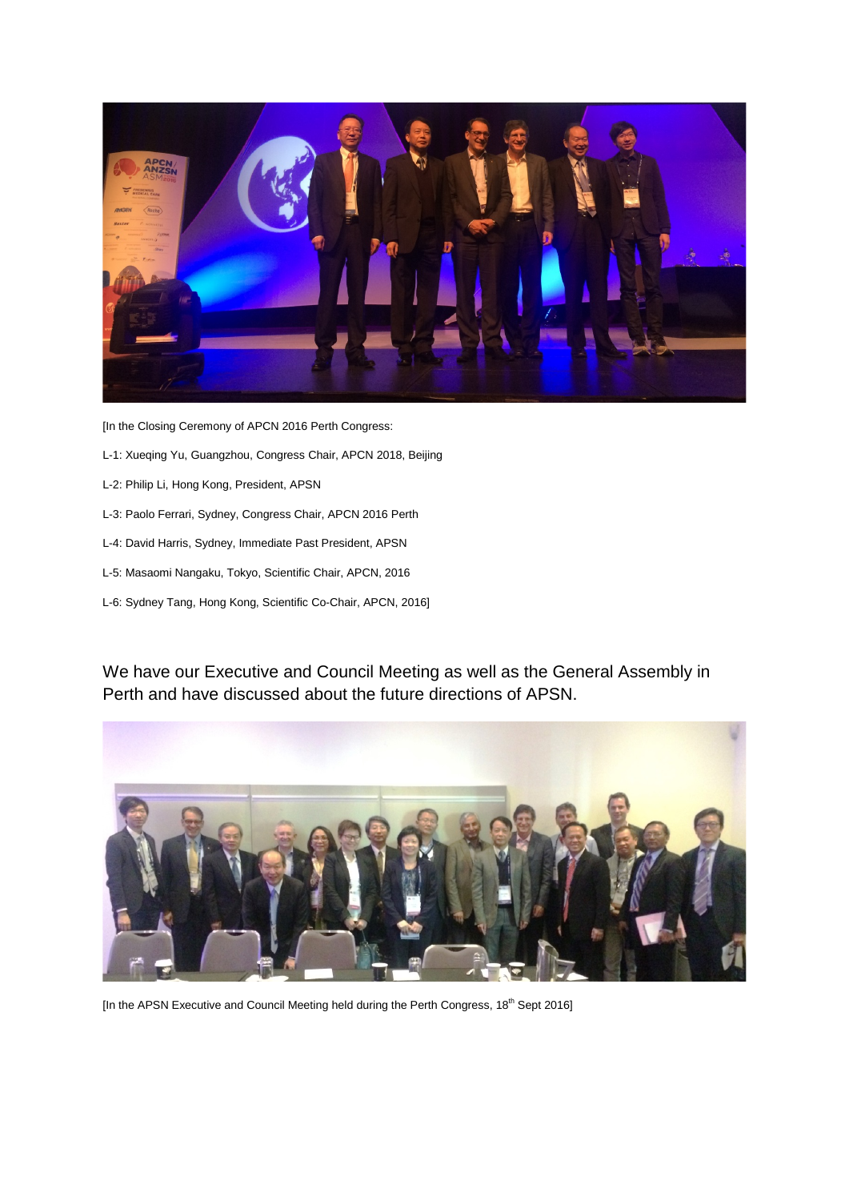[In the Closing Ceremony of APCN 2016 Perth Congress:

L-1: Xueqing Yu, Guangzhou, Congress Chair, APCN 2018, Beijing

L-2: Philip Li, Hong Kong, President, APSN

L-3: Paolo Ferrari, Sydney, Congress Chair, APCN 2016 Perth

L-4: David Harris, Sydney, Immediate Past President, APSN

L-5: Masaomi Nangaku, Tokyo, Scientific Chair, APCN, 2016

L-6: Sydney Tang, Hong Kong, Scientific Co-Chair, APCN, 2016]

We have our Executive and Council Meeting as well as the General Assembly in Perth and have discussed about the future directions of APSN.

[In the APSN Executive and Council Meeting held during the Perth Congress, 18th Sept 2016]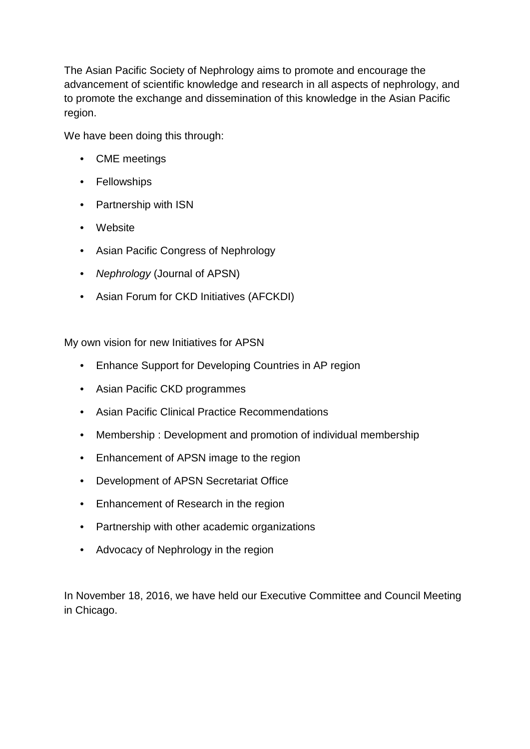The Asian Pacific Society of Nephrology aims to promote and encourage the advancement of scientific knowledge and research in all aspects of nephrology, and to promote the exchange and dissemination of this knowledge in the Asian Pacific region.

We have been doing this through:

- CME meetings
- Fellowships
- Partnership with ISN
- Website
- Asian Pacific Congress of Nephrology
- *Nephrology* (Journal of APSN)
- Asian Forum for CKD Initiatives (AFCKDI)

My own vision for new Initiatives for APSN

- Enhance Support for Developing Countries in AP region
- Asian Pacific CKD programmes
- Asian Pacific Clinical Practice Recommendations
- Membership : Development and promotion of individual membership
- Enhancement of APSN image to the region
- Development of APSN Secretariat Office
- Enhancement of Research in the region
- Partnership with other academic organizations
- Advocacy of Nephrology in the region

In November 18, 2016, we have held our Executive Committee and Council Meeting in Chicago.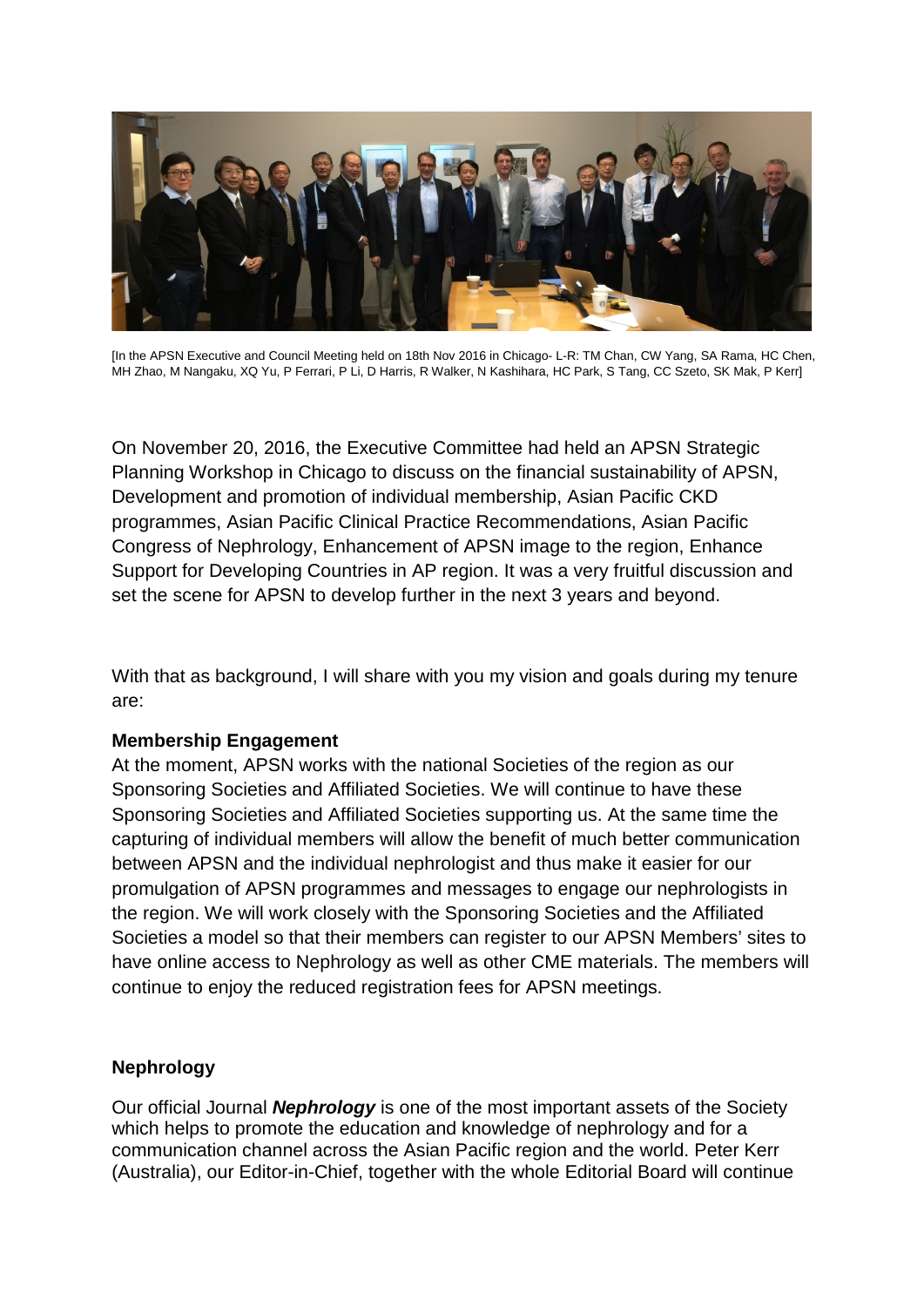[In the APSN Executive and Council Meeting held on 18th Nov 2016 in Chicago- L-R: TM Chan, CW Yang, SA Rama, HC Chen, MH Zhao, M Nangaku, XQ Yu, P Ferrari, P Li, D Harris, R Walker, N Kashihara, HC Park, S Tang, CC Szeto, SK Mak, P Kerr]

On November 20, 2016, the Executive Committee had held an APSN Strategic Planning Workshop in Chicago to discuss on the financial sustainability of APSN, Development and promotion of individual membership, Asian Pacific CKD programmes, Asian Pacific Clinical Practice Recommendations, Asian Pacific Congress of Nephrology, Enhancement of APSN image to the region, Enhance Support for Developing Countries in AP region. It was a very fruitful discussion and set the scene for APSN to develop further in the next 3 years and beyond.

With that as background, I will share with you my vision and goals during my tenure are:

**Membership Engagement**

At the moment, APSN works with the national Societies of the region as our Sponsoring Societies and Affiliated Societies. We will continue to have these Sponsoring Societies and Affiliated Societies supporting us. At the same time the capturing of individual members will allow the benefit of much better communication between APSN and the individual nephrologist and thus make it easier for our promulgation of APSN programmes and messages to engage our nephrologists in the region. We will work closely with the Sponsoring Societies and the Affiliated Societies a model so that their members can register to our APSN Members' sites to have online access to Nephrology as well as other CME materials. The members will continue to enjoy the reduced registration fees for APSN meetings.

**Nephrology**

Our official Journal ***Nephrology*** is one of the most important assets of the Society which helps to promote the education and knowledge of nephrology and for a communication channel across the Asian Pacific region and the world. Peter Kerr (Australia), our Editor-in-Chief, together with the whole Editorial Board will continue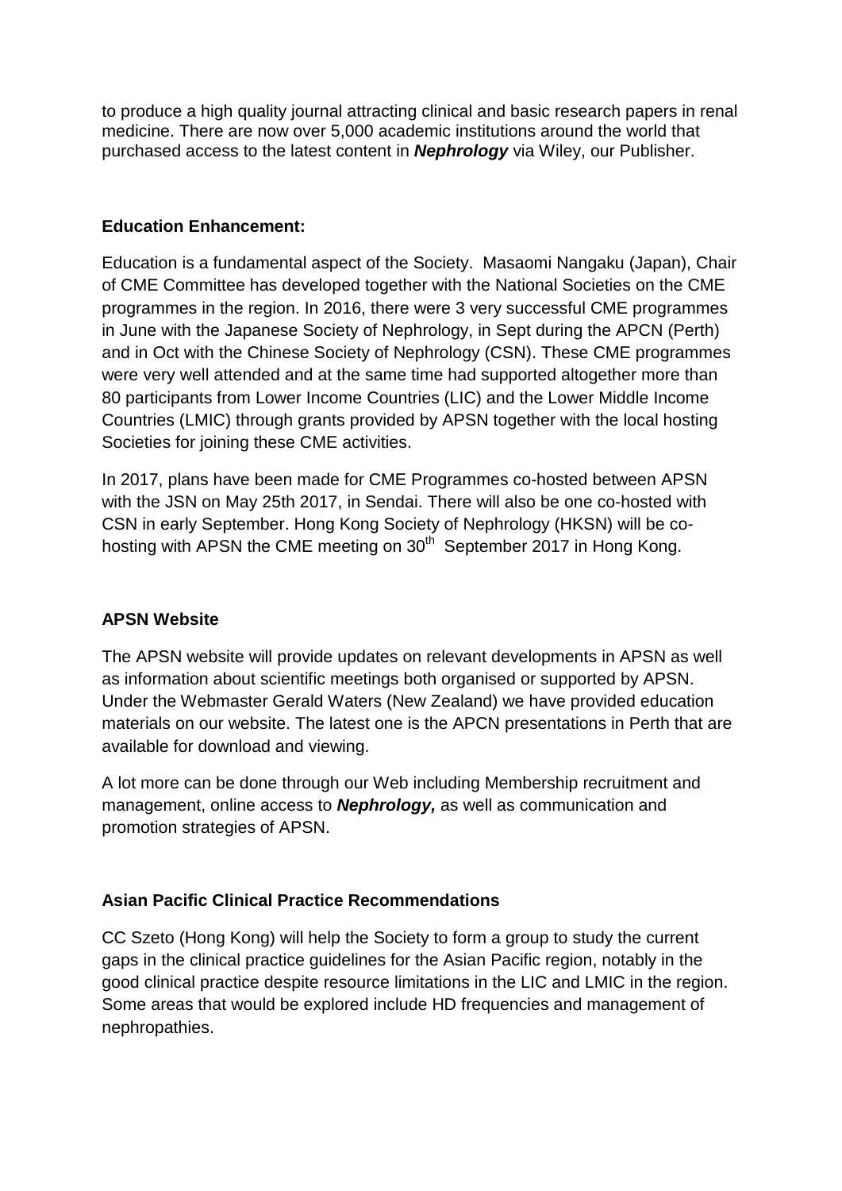to produce a high quality journal attracting clinical and basic research papers in renal medicine. There are now over 5,000 academic institutions around the world that purchased access to the latest content in ***Nephrology*** via Wiley, our Publisher.

**Education Enhancement:**

Education is a fundamental aspect of the Society. Masaomi Nangaku (Japan), Chair of CME Committee has developed together with the National Societies on the CME programmes in the region. In 2016, there were 3 very successful CME programmes in June with the Japanese Society of Nephrology, in Sept during the APCN (Perth) and in Oct with the Chinese Society of Nephrology (CSN). These CME programmes were very well attended and at the same time had supported altogether more than 80 participants from Lower Income Countries (LIC) and the Lower Middle Income Countries (LMIC) through grants provided by APSN together with the local hosting Societies for joining these CME activities.

In 2017, plans have been made for CME Programmes co-hosted between APSN with the JSN on May 25th 2017, in Sendai. There will also be one co-hosted with CSN in early September. Hong Kong Society of Nephrology (HKSN) will be co-hosting with APSN the CME meeting on 30th September 2017 in Hong Kong.

**APSN Website**

The APSN website will provide updates on relevant developments in APSN as well as information about scientific meetings both organised or supported by APSN. Under the Webmaster Gerald Waters (New Zealand) we have provided education materials on our website. The latest one is the APCN presentations in Perth that are available for download and viewing.

A lot more can be done through our Web including Membership recruitment and management, online access to ***Nephrology,*** as well as communication and promotion strategies of APSN.

**Asian Pacific Clinical Practice Recommendations**

CC Szeto (Hong Kong) will help the Society to form a group to study the current gaps in the clinical practice guidelines for the Asian Pacific region, notably in the good clinical practice despite resource limitations in the LIC and LMIC in the region. Some areas that would be explored include HD frequencies and management of nephropathies.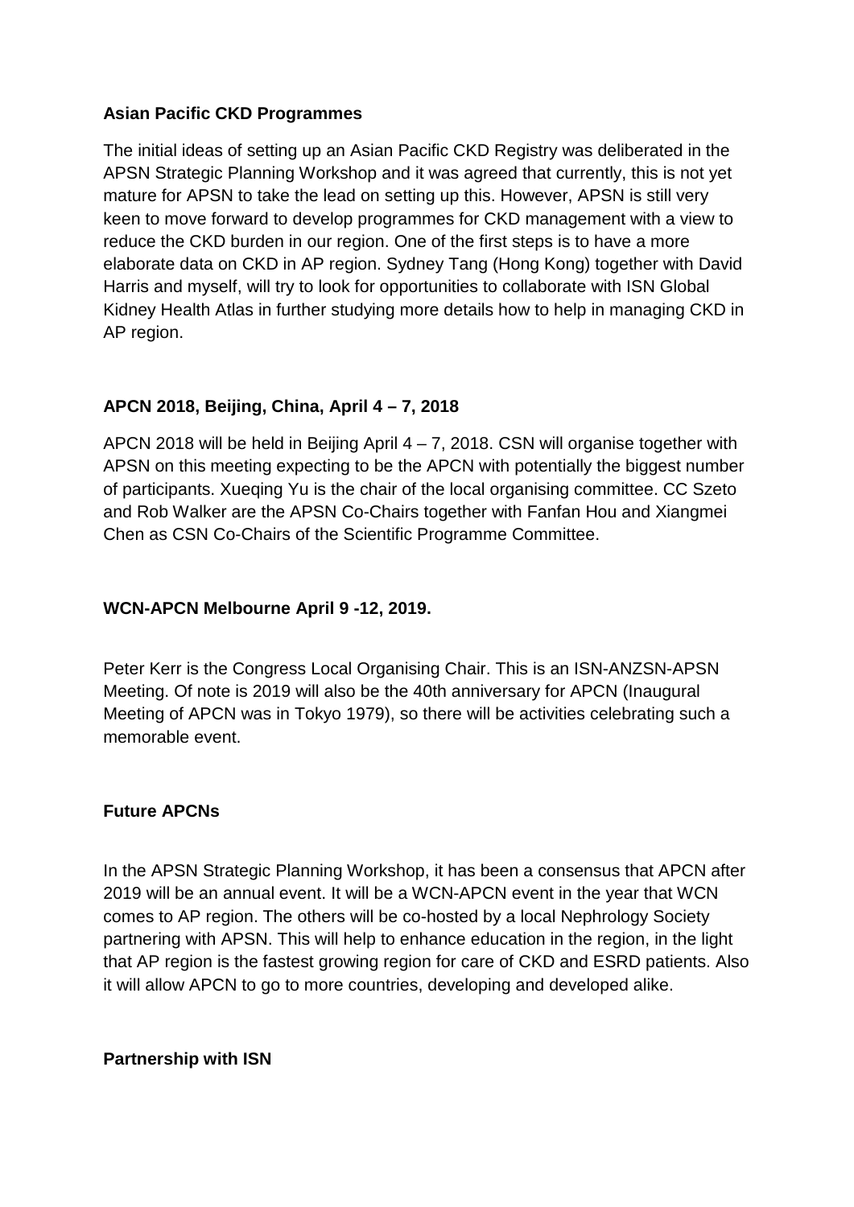**Asian Pacific CKD Programmes**

The initial ideas of setting up an Asian Pacific CKD Registry was deliberated in the APSN Strategic Planning Workshop and it was agreed that currently, this is not yet mature for APSN to take the lead on setting up this. However, APSN is still very keen to move forward to develop programmes for CKD management with a view to reduce the CKD burden in our region. One of the first steps is to have a more elaborate data on CKD in AP region. Sydney Tang (Hong Kong) together with David Harris and myself, will try to look for opportunities to collaborate with ISN Global Kidney Health Atlas in further studying more details how to help in managing CKD in AP region.

**APCN 2018, Beijing, China, April 4 – 7, 2018**

APCN 2018 will be held in Beijing April 4 – 7, 2018. CSN will organise together with APSN on this meeting expecting to be the APCN with potentially the biggest number of participants. Xueqing Yu is the chair of the local organising committee. CC Szeto and Rob Walker are the APSN Co-Chairs together with Fanfan Hou and Xiangmei Chen as CSN Co-Chairs of the Scientific Programme Committee.

**WCN-APCN Melbourne April 9 -12, 2019.**

Peter Kerr is the Congress Local Organising Chair. This is an ISN-ANZSN-APSN Meeting. Of note is 2019 will also be the 40th anniversary for APCN (Inaugural Meeting of APCN was in Tokyo 1979), so there will be activities celebrating such a memorable event.

**Future APCNs**

In the APSN Strategic Planning Workshop, it has been a consensus that APCN after 2019 will be an annual event. It will be a WCN-APCN event in the year that WCN comes to AP region. The others will be co-hosted by a local Nephrology Society partnering with APSN. This will help to enhance education in the region, in the light that AP region is the fastest growing region for care of CKD and ESRD patients. Also it will allow APCN to go to more countries, developing and developed alike.

**Partnership with ISN**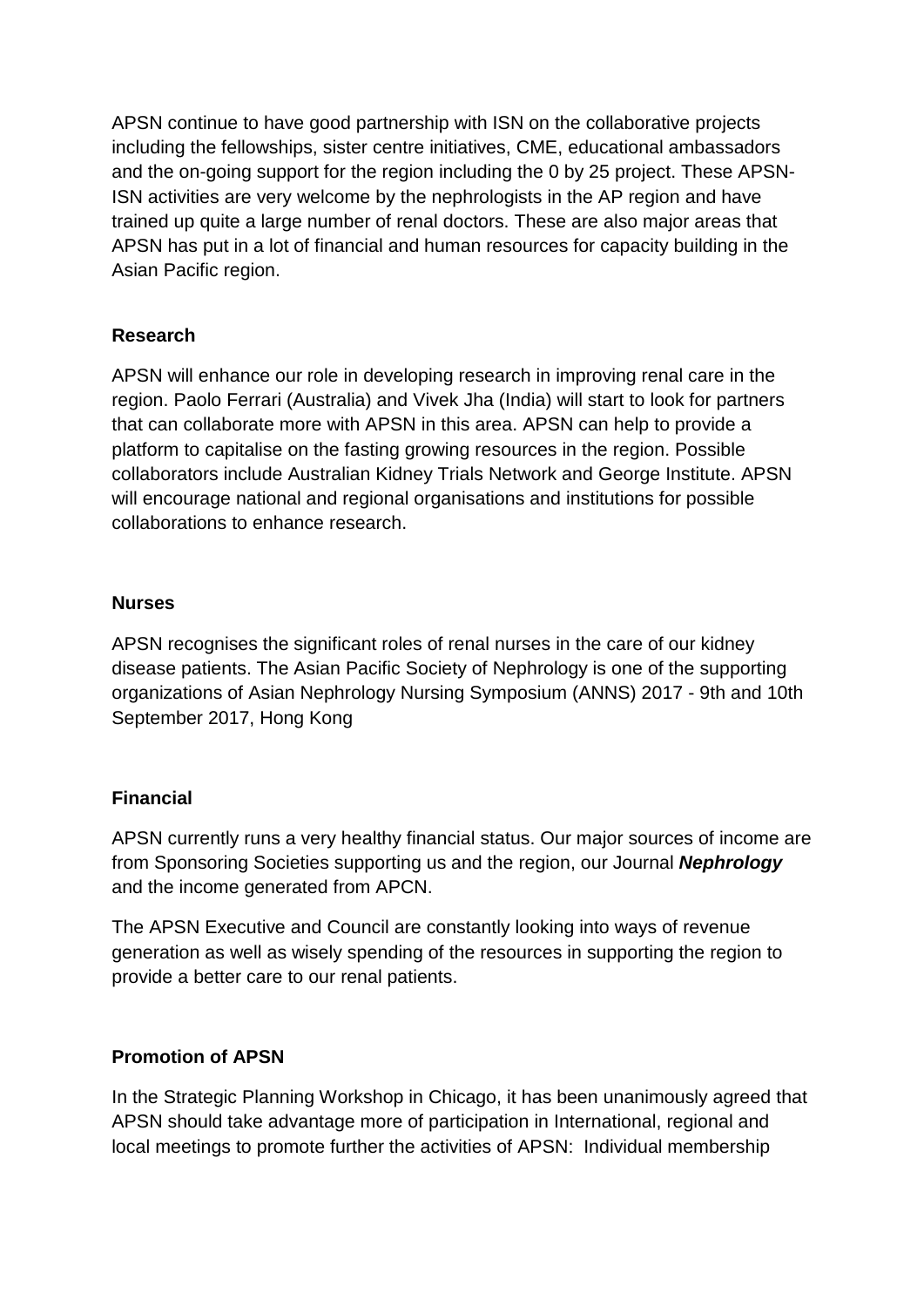APSN continue to have good partnership with ISN on the collaborative projects including the fellowships, sister centre initiatives, CME, educational ambassadors and the on-going support for the region including the 0 by 25 project. These APSN-ISN activities are very welcome by the nephrologists in the AP region and have trained up quite a large number of renal doctors. These are also major areas that APSN has put in a lot of financial and human resources for capacity building in the Asian Pacific region.

**Research**

APSN will enhance our role in developing research in improving renal care in the region. Paolo Ferrari (Australia) and Vivek Jha (India) will start to look for partners that can collaborate more with APSN in this area. APSN can help to provide a platform to capitalise on the fasting growing resources in the region. Possible collaborators include Australian Kidney Trials Network and George Institute. APSN will encourage national and regional organisations and institutions for possible collaborations to enhance research.

**Nurses**

APSN recognises the significant roles of renal nurses in the care of our kidney disease patients. The Asian Pacific Society of Nephrology is one of the supporting organizations of Asian Nephrology Nursing Symposium (ANNS) 2017 - 9th and 10th September 2017, Hong Kong

**Financial**

APSN currently runs a very healthy financial status. Our major sources of income are from Sponsoring Societies supporting us and the region, our Journal ***Nephrology*** and the income generated from APCN.

The APSN Executive and Council are constantly looking into ways of revenue generation as well as wisely spending of the resources in supporting the region to provide a better care to our renal patients.

**Promotion of APSN**

In the Strategic Planning Workshop in Chicago, it has been unanimously agreed that APSN should take advantage more of participation in International, regional and local meetings to promote further the activities of APSN: Individual membership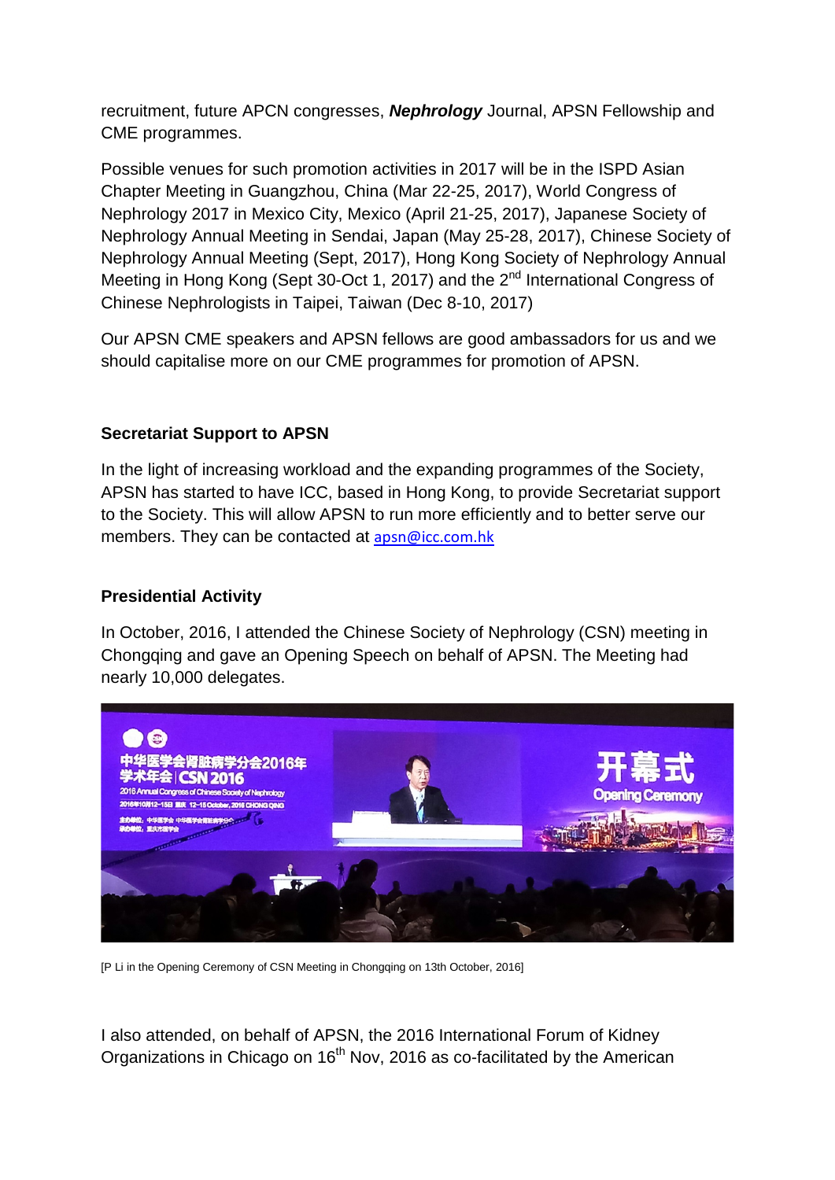recruitment, future APCN congresses, ***Nephrology*** Journal, APSN Fellowship and CME programmes.

Possible venues for such promotion activities in 2017 will be in the ISPD Asian Chapter Meeting in Guangzhou, China (Mar 22-25, 2017), World Congress of Nephrology 2017 in Mexico City, Mexico (April 21-25, 2017), Japanese Society of Nephrology Annual Meeting in Sendai, Japan (May 25-28, 2017), Chinese Society of Nephrology Annual Meeting (Sept, 2017), Hong Kong Society of Nephrology Annual Meeting in Hong Kong (Sept 30-Oct 1, 2017) and the 2nd International Congress of Chinese Nephrologists in Taipei, Taiwan (Dec 8-10, 2017)

Our APSN CME speakers and APSN fellows are good ambassadors for us and we should capitalise more on our CME programmes for promotion of APSN.

**Secretariat Support to APSN**

In the light of increasing workload and the expanding programmes of the Society, APSN has started to have ICC, based in Hong Kong, to provide Secretariat support to the Society. This will allow APSN to run more efficiently and to better serve our members. They can be contacted at apsn@icc.com.hk

**Presidential Activity**

In October, 2016, I attended the Chinese Society of Nephrology (CSN) meeting in Chongqing and gave an Opening Speech on behalf of APSN. The Meeting had nearly 10,000 delegates.

[P Li in the Opening Ceremony of CSN Meeting in Chongqing on 13th October, 2016]

I also attended, on behalf of APSN, the 2016 International Forum of Kidney Organizations in Chicago on 16th Nov, 2016 as co-facilitated by the American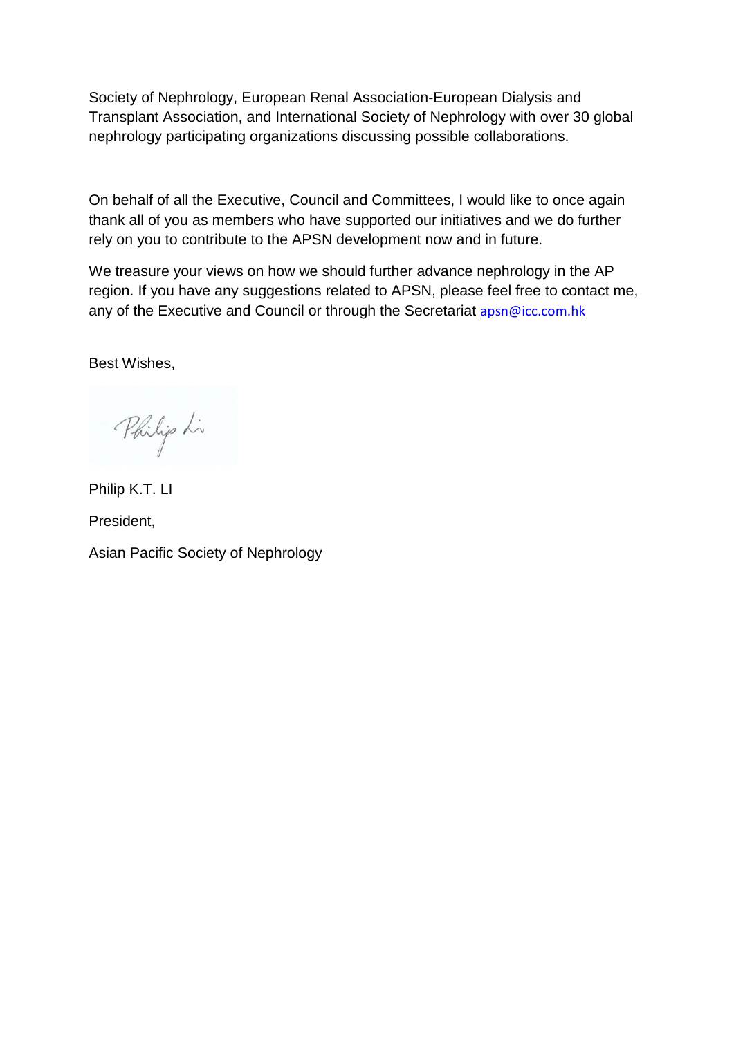Society of Nephrology, European Renal Association-European Dialysis and Transplant Association, and International Society of Nephrology with over 30 global nephrology participating organizations discussing possible collaborations.

On behalf of all the Executive, Council and Committees, I would like to once again thank all of you as members who have supported our initiatives and we do further rely on you to contribute to the APSN development now and in future.

We treasure your views on how we should further advance nephrology in the AP region. If you have any suggestions related to APSN, please feel free to contact me, any of the Executive and Council or through the Secretariat apsn@icc.com.hk

Best Wishes,

Philip Li

Philip K.T. LI

President,

Asian Pacific Society of Nephrology